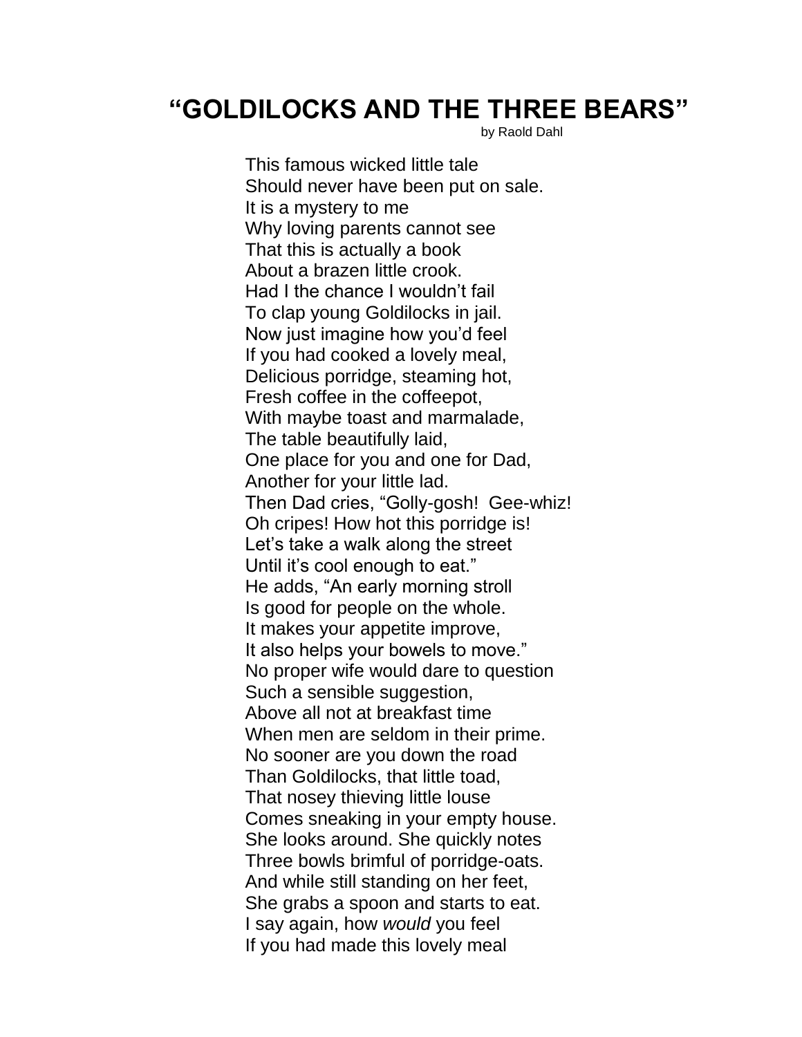# "GOLDILOCKS AND THE THREE BEARS"

by Raold Dahl

This famous wicked little tale
Should never have been put on sale.
It is a mystery to me
Why loving parents cannot see
That this is actually a book
About a brazen little crook.
Had I the chance I wouldn't fail
To clap young Goldilocks in jail.
Now just imagine how you'd feel
If you had cooked a lovely meal,
Delicious porridge, steaming hot,
Fresh coffee in the coffeepot,
With maybe toast and marmalade,
The table beautifully laid,
One place for you and one for Dad,
Another for your little lad.
Then Dad cries, "Golly-gosh! Gee-whiz!
Oh cripes! How hot this porridge is!
Let's take a walk along the street
Until it's cool enough to eat."
He adds, "An early morning stroll
Is good for people on the whole.
It makes your appetite improve,
It also helps your bowels to move."
No proper wife would dare to question
Such a sensible suggestion,
Above all not at breakfast time
When men are seldom in their prime.
No sooner are you down the road
Than Goldilocks, that little toad,
That nosey thieving little louse
Comes sneaking in your empty house.
She looks around. She quickly notes
Three bowls brimful of porridge-oats.
And while still standing on her feet,
She grabs a spoon and starts to eat.
I say again, how *would* you feel
If you had made this lovely meal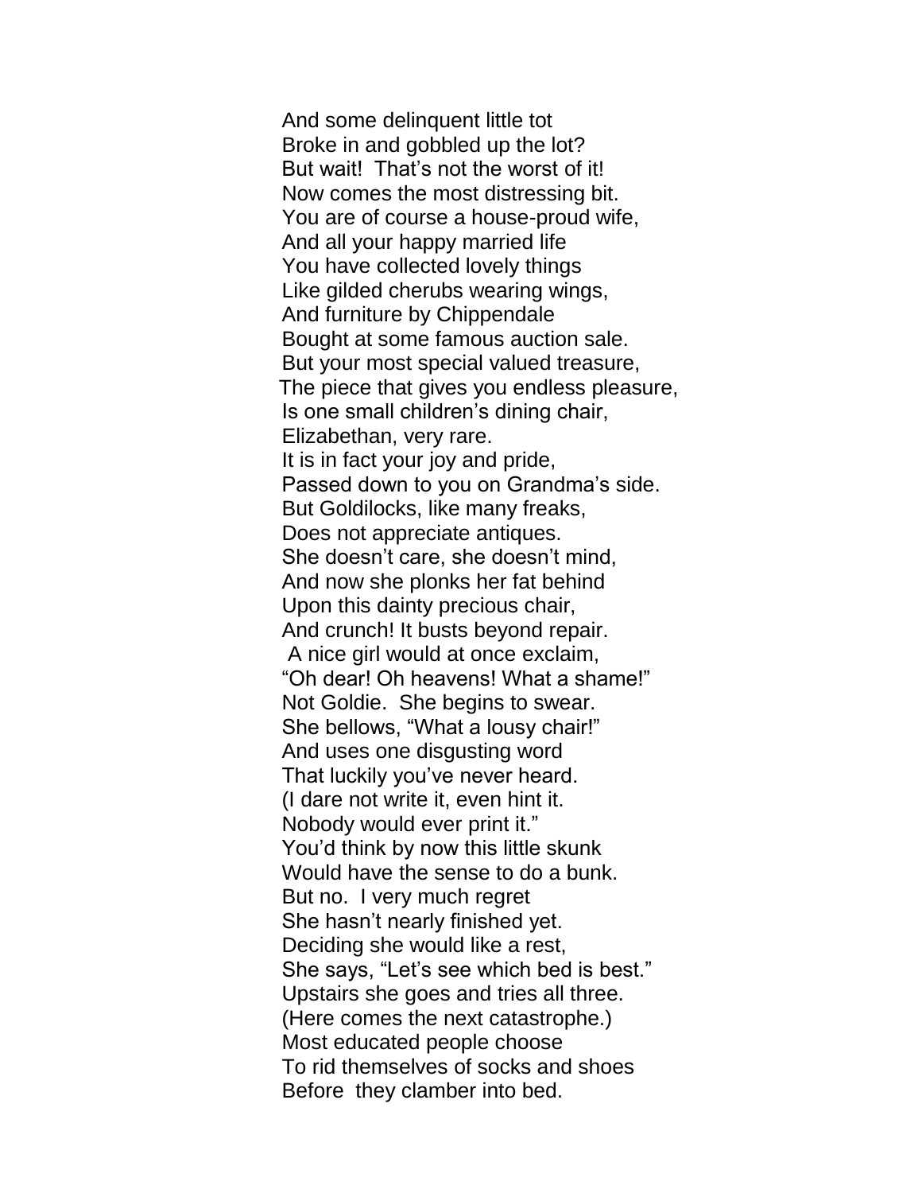And some delinquent little tot  
Broke in and gobbled up the lot?  
But wait!  That's not the worst of it!  
Now comes the most distressing bit.  
You are of course a house-proud wife,  
And all your happy married life  
You have collected lovely things  
Like gilded cherubs wearing wings,  
And furniture by Chippendale  
Bought at some famous auction sale.  
But your most special valued treasure,  
The piece that gives you endless pleasure,  
Is one small children's dining chair,  
Elizabethan, very rare.  
It is in fact your joy and pride,  
Passed down to you on Grandma's side.  
But Goldilocks, like many freaks,  
Does not appreciate antiques.  
She doesn't care, she doesn't mind,  
And now she plonks her fat behind  
Upon this dainty precious chair,  
And crunch! It busts beyond repair.  
A nice girl would at once exclaim,  
"Oh dear! Oh heavens! What a shame!"  
Not Goldie.  She begins to swear.  
She bellows, "What a lousy chair!"  
And uses one disgusting word  
That luckily you've never heard.  
(I dare not write it, even hint it.  
Nobody would ever print it."  
You'd think by now this little skunk  
Would have the sense to do a bunk.  
But no.  I very much regret  
She hasn't nearly finished yet.  
Deciding she would like a rest,  
She says, "Let's see which bed is best."  
Upstairs she goes and tries all three.  
(Here comes the next catastrophe.)  
Most educated people choose  
To rid themselves of socks and shoes  
Before  they clamber into bed.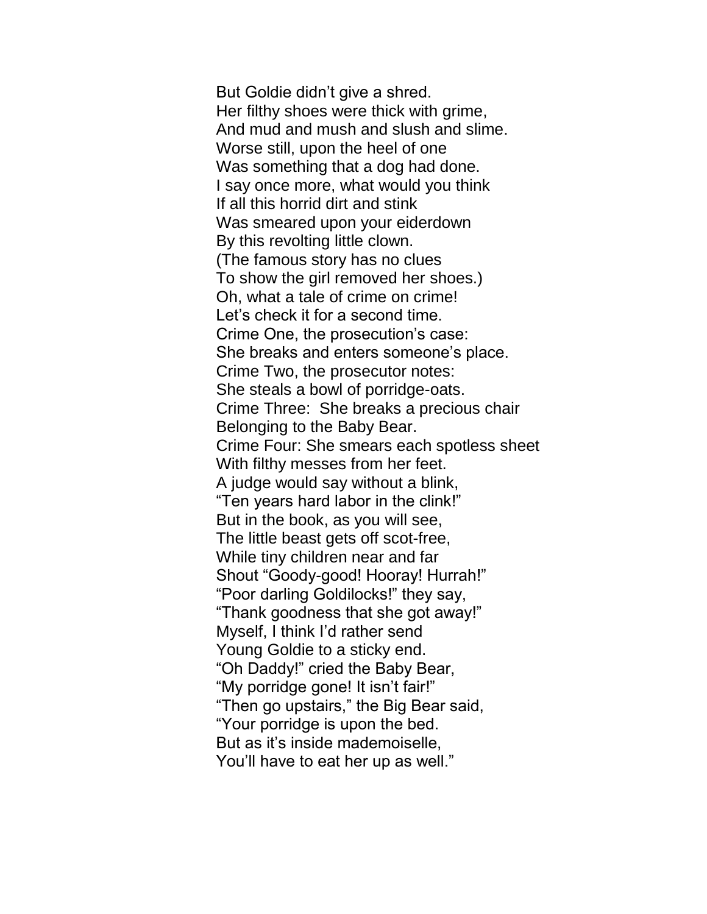But Goldie didn't give a shred.  
Her filthy shoes were thick with grime,  
And mud and mush and slush and slime.  
Worse still, upon the heel of one  
Was something that a dog had done.  
I say once more, what would you think  
If all this horrid dirt and stink  
Was smeared upon your eiderdown  
By this revolting little clown.  
(The famous story has no clues  
To show the girl removed her shoes.)  
Oh, what a tale of crime on crime!  
Let's check it for a second time.  
Crime One, the prosecution's case:  
She breaks and enters someone's place.  
Crime Two, the prosecutor notes:  
She steals a bowl of porridge-oats.  
Crime Three: She breaks a precious chair  
Belonging to the Baby Bear.  
Crime Four: She smears each spotless sheet  
With filthy messes from her feet.  
A judge would say without a blink,  
"Ten years hard labor in the clink!"  
But in the book, as you will see,  
The little beast gets off scot-free,  
While tiny children near and far  
Shout "Goody-good! Hooray! Hurrah!"  
"Poor darling Goldilocks!" they say,  
"Thank goodness that she got away!"  
Myself, I think I'd rather send  
Young Goldie to a sticky end.  
"Oh Daddy!" cried the Baby Bear,  
"My porridge gone! It isn't fair!"  
"Then go upstairs," the Big Bear said,  
"Your porridge is upon the bed.  
But as it's inside mademoiselle,  
You'll have to eat her up as well."